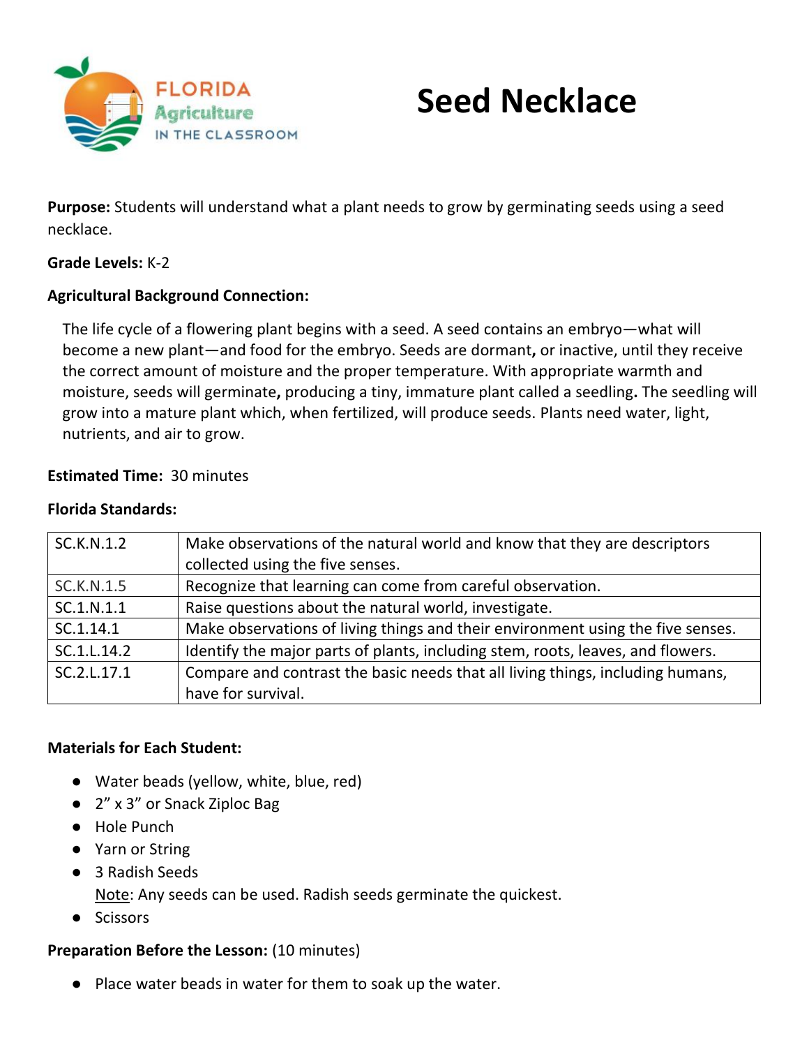FLORIDA Agriculture IN THE CLASSROOM

# Seed Necklace

**Purpose:** Students will understand what a plant needs to grow by germinating seeds using a seed necklace.

**Grade Levels:** K-2

**Agricultural Background Connection:**

The life cycle of a flowering plant begins with a seed. A seed contains an embryo—what will become a new plant—and food for the embryo. Seeds are dormant**,** or inactive, until they receive the correct amount of moisture and the proper temperature. With appropriate warmth and moisture, seeds will germinate**,** producing a tiny, immature plant called a seedling**.** The seedling will grow into a mature plant which, when fertilized, will produce seeds. Plants need water, light, nutrients, and air to grow.

**Estimated Time:** 30 minutes

**Florida Standards:**

| | |
|---|---|
| SC.K.N.1.2 | Make observations of the natural world and know that they are descriptors collected using the five senses. |
| SC.K.N.1.5 | Recognize that learning can come from careful observation. |
| SC.1.N.1.1 | Raise questions about the natural world, investigate. |
| SC.1.14.1 | Make observations of living things and their environment using the five senses. |
| SC.1.L.14.2 | Identify the major parts of plants, including stem, roots, leaves, and flowers. |
| SC.2.L.17.1 | Compare and contrast the basic needs that all living things, including humans, have for survival. |

**Materials for Each Student:**

- Water beads (yellow, white, blue, red)
- 2" x 3" or Snack Ziploc Bag
- Hole Punch
- Yarn or String
- 3 Radish Seeds
  Note: Any seeds can be used. Radish seeds germinate the quickest.
- Scissors

**Preparation Before the Lesson:** (10 minutes)

- Place water beads in water for them to soak up the water.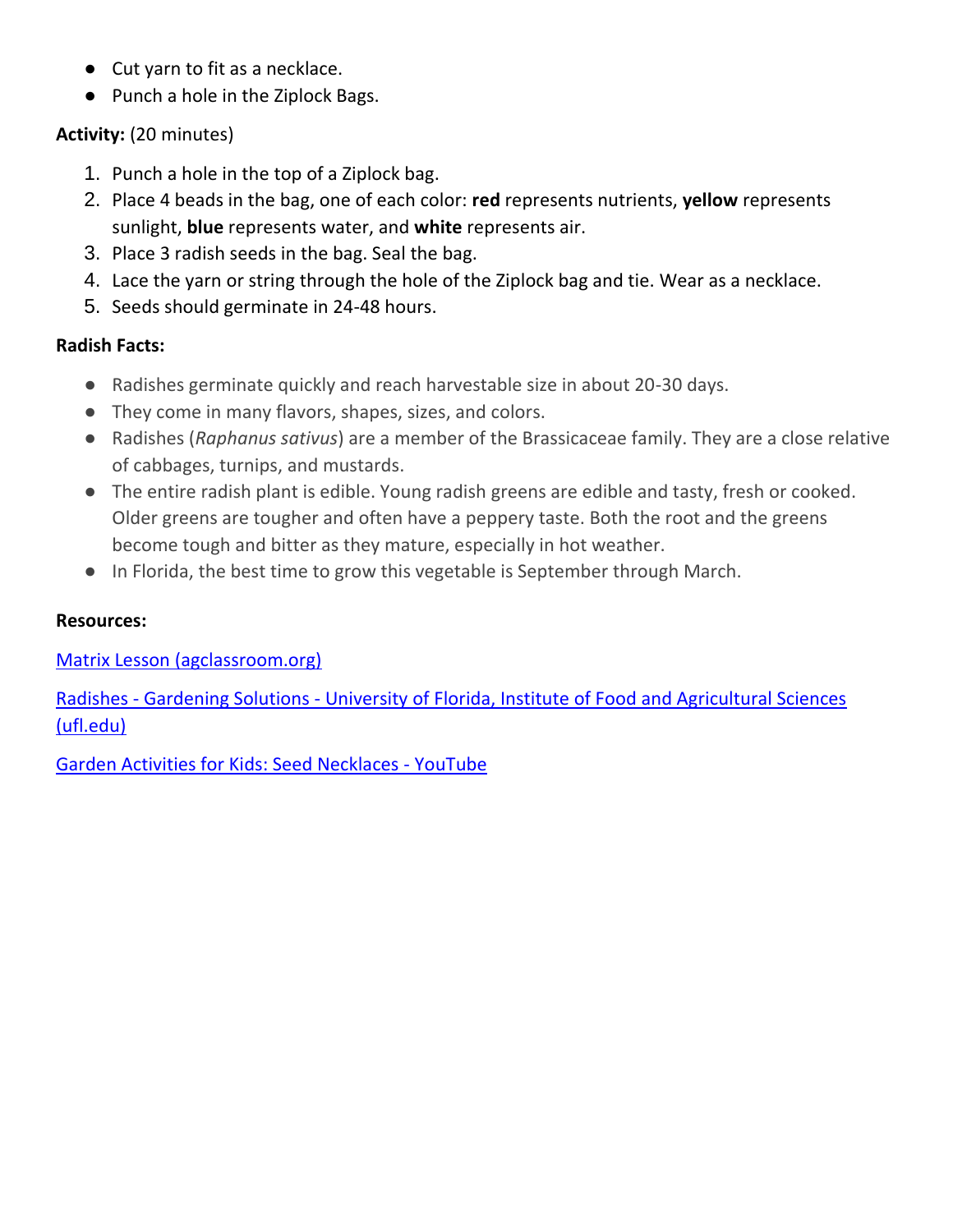- Cut yarn to fit as a necklace.
- Punch a hole in the Ziplock Bags.

**Activity:** (20 minutes)

1. Punch a hole in the top of a Ziplock bag.
2. Place 4 beads in the bag, one of each color: **red** represents nutrients, **yellow** represents sunlight, **blue** represents water, and **white** represents air.
3. Place 3 radish seeds in the bag. Seal the bag.
4. Lace the yarn or string through the hole of the Ziplock bag and tie. Wear as a necklace.
5. Seeds should germinate in 24-48 hours.

**Radish Facts:**

- Radishes germinate quickly and reach harvestable size in about 20-30 days.
- They come in many flavors, shapes, sizes, and colors.
- Radishes (*Raphanus sativus*) are a member of the Brassicaceae family. They are a close relative of cabbages, turnips, and mustards.
- The entire radish plant is edible. Young radish greens are edible and tasty, fresh or cooked. Older greens are tougher and often have a peppery taste. Both the root and the greens become tough and bitter as they mature, especially in hot weather.
- In Florida, the best time to grow this vegetable is September through March.

**Resources:**

Matrix Lesson (agclassroom.org)

Radishes - Gardening Solutions - University of Florida, Institute of Food and Agricultural Sciences (ufl.edu)

Garden Activities for Kids: Seed Necklaces - YouTube